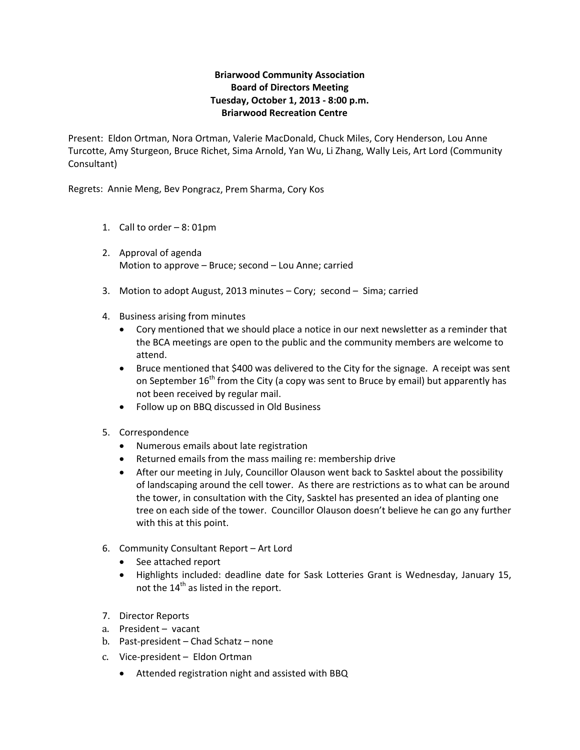**Briarwood Community Association**
**Board of Directors Meeting**
**Tuesday, October 1, 2013 - 8:00 p.m.**
**Briarwood Recreation Centre**

Present: Eldon Ortman, Nora Ortman, Valerie MacDonald, Chuck Miles, Cory Henderson, Lou Anne Turcotte, Amy Sturgeon, Bruce Richet, Sima Arnold, Yan Wu, Li Zhang, Wally Leis, Art Lord (Community Consultant)

Regrets: Annie Meng, Bev Pongracz, Prem Sharma, Cory Kos

1. Call to order – 8: 01pm

2. Approval of agenda
   Motion to approve – Bruce; second – Lou Anne; carried

3. Motion to adopt August, 2013 minutes – Cory; second – Sima; carried

4. Business arising from minutes
   - Cory mentioned that we should place a notice in our next newsletter as a reminder that the BCA meetings are open to the public and the community members are welcome to attend.
   - Bruce mentioned that $400 was delivered to the City for the signage. A receipt was sent on September 16th from the City (a copy was sent to Bruce by email) but apparently has not been received by regular mail.
   - Follow up on BBQ discussed in Old Business

5. Correspondence
   - Numerous emails about late registration
   - Returned emails from the mass mailing re: membership drive
   - After our meeting in July, Councillor Olauson went back to Sasktel about the possibility of landscaping around the cell tower. As there are restrictions as to what can be around the tower, in consultation with the City, Sasktel has presented an idea of planting one tree on each side of the tower. Councillor Olauson doesn't believe he can go any further with this at this point.

6. Community Consultant Report – Art Lord
   - See attached report
   - Highlights included: deadline date for Sask Lotteries Grant is Wednesday, January 15, not the 14th as listed in the report.

7. Director Reports

a. President – vacant

b. Past-president – Chad Schatz – none

c. Vice-president – Eldon Ortman
   - Attended registration night and assisted with BBQ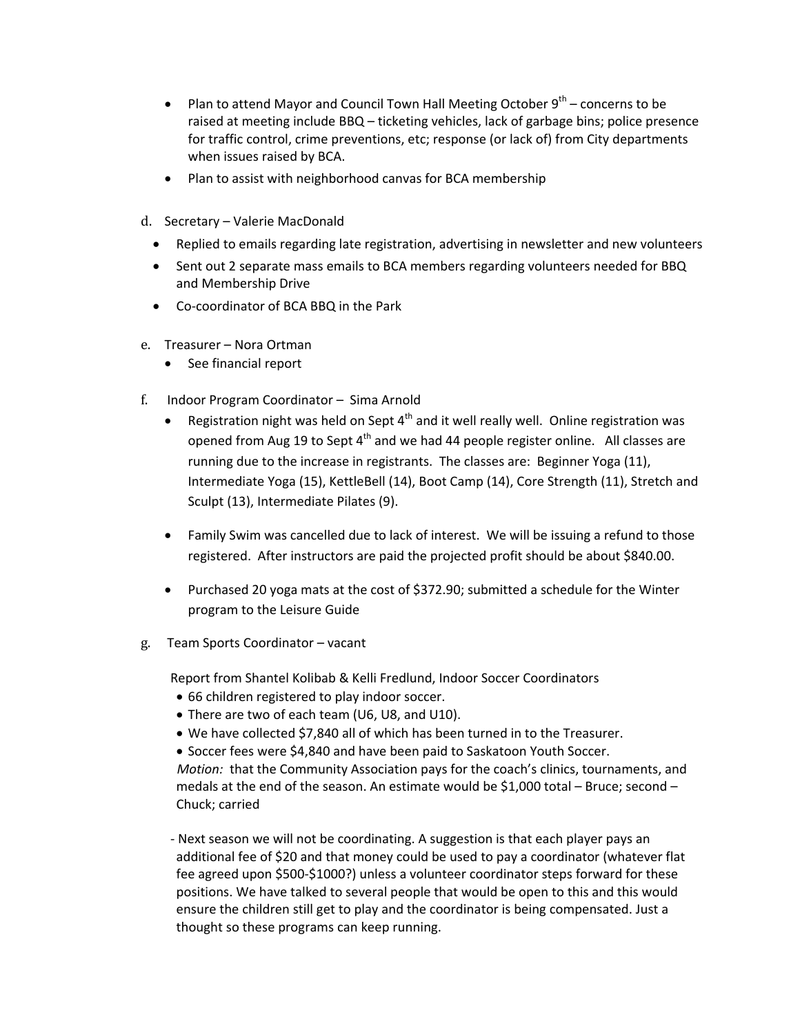- Plan to attend Mayor and Council Town Hall Meeting October 9th – concerns to be raised at meeting include BBQ – ticketing vehicles, lack of garbage bins; police presence for traffic control, crime preventions, etc; response (or lack of) from City departments when issues raised by BCA.
- Plan to assist with neighborhood canvas for BCA membership

d. Secretary – Valerie MacDonald
- Replied to emails regarding late registration, advertising in newsletter and new volunteers
- Sent out 2 separate mass emails to BCA members regarding volunteers needed for BBQ and Membership Drive
- Co-coordinator of BCA BBQ in the Park

e. Treasurer – Nora Ortman
- See financial report

f. Indoor Program Coordinator – Sima Arnold
- Registration night was held on Sept 4th and it well really well. Online registration was opened from Aug 19 to Sept 4th and we had 44 people register online. All classes are running due to the increase in registrants. The classes are: Beginner Yoga (11), Intermediate Yoga (15), KettleBell (14), Boot Camp (14), Core Strength (11), Stretch and Sculpt (13), Intermediate Pilates (9).
- Family Swim was cancelled due to lack of interest. We will be issuing a refund to those registered. After instructors are paid the projected profit should be about $840.00.
- Purchased 20 yoga mats at the cost of $372.90; submitted a schedule for the Winter program to the Leisure Guide

g. Team Sports Coordinator – vacant

Report from Shantel Kolibab & Kelli Fredlund, Indoor Soccer Coordinators
- 66 children registered to play indoor soccer.
- There are two of each team (U6, U8, and U10).
- We have collected $7,840 all of which has been turned in to the Treasurer.
- Soccer fees were $4,840 and have been paid to Saskatoon Youth Soccer.

*Motion:* that the Community Association pays for the coach's clinics, tournaments, and medals at the end of the season. An estimate would be $1,000 total – Bruce; second – Chuck; carried

- Next season we will not be coordinating. A suggestion is that each player pays an additional fee of $20 and that money could be used to pay a coordinator (whatever flat fee agreed upon $500-$1000?) unless a volunteer coordinator steps forward for these positions. We have talked to several people that would be open to this and this would ensure the children still get to play and the coordinator is being compensated. Just a thought so these programs can keep running.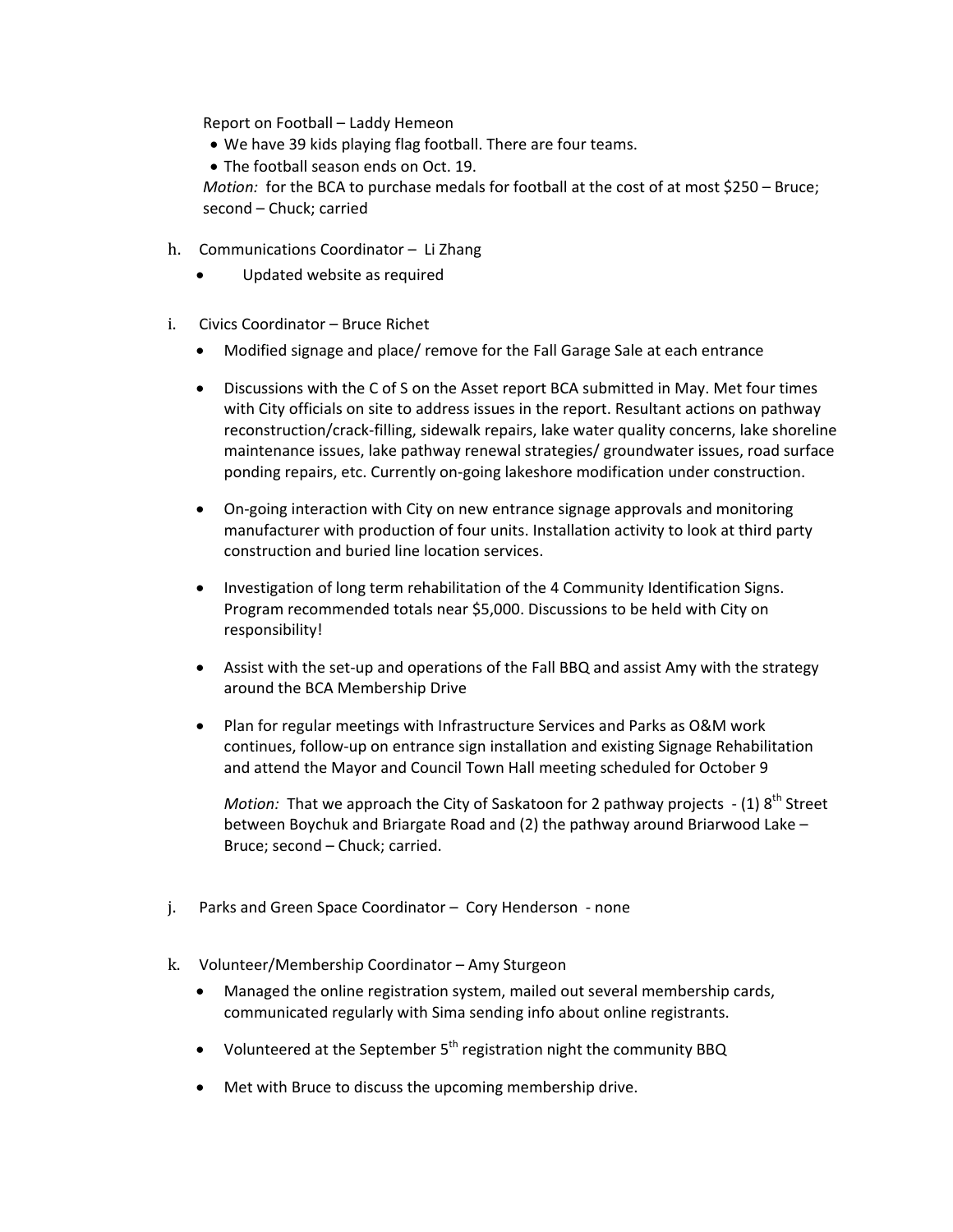Report on Football – Laddy Hemeon

- We have 39 kids playing flag football. There are four teams.
- The football season ends on Oct. 19.

*Motion:* for the BCA to purchase medals for football at the cost of at most $250 – Bruce; second – Chuck; carried

h. Communications Coordinator – Li Zhang

- Updated website as required

i. Civics Coordinator – Bruce Richet

- Modified signage and place/ remove for the Fall Garage Sale at each entrance
- Discussions with the C of S on the Asset report BCA submitted in May. Met four times with City officials on site to address issues in the report. Resultant actions on pathway reconstruction/crack-filling, sidewalk repairs, lake water quality concerns, lake shoreline maintenance issues, lake pathway renewal strategies/ groundwater issues, road surface ponding repairs, etc. Currently on-going lakeshore modification under construction.
- On-going interaction with City on new entrance signage approvals and monitoring manufacturer with production of four units. Installation activity to look at third party construction and buried line location services.
- Investigation of long term rehabilitation of the 4 Community Identification Signs. Program recommended totals near $5,000. Discussions to be held with City on responsibility!
- Assist with the set-up and operations of the Fall BBQ and assist Amy with the strategy around the BCA Membership Drive
- Plan for regular meetings with Infrastructure Services and Parks as O&M work continues, follow-up on entrance sign installation and existing Signage Rehabilitation and attend the Mayor and Council Town Hall meeting scheduled for October 9

  *Motion:* That we approach the City of Saskatoon for 2 pathway projects - (1) 8th Street between Boychuk and Briargate Road and (2) the pathway around Briarwood Lake – Bruce; second – Chuck; carried.

j. Parks and Green Space Coordinator – Cory Henderson - none

k. Volunteer/Membership Coordinator – Amy Sturgeon

- Managed the online registration system, mailed out several membership cards, communicated regularly with Sima sending info about online registrants.
- Volunteered at the September 5th registration night the community BBQ
- Met with Bruce to discuss the upcoming membership drive.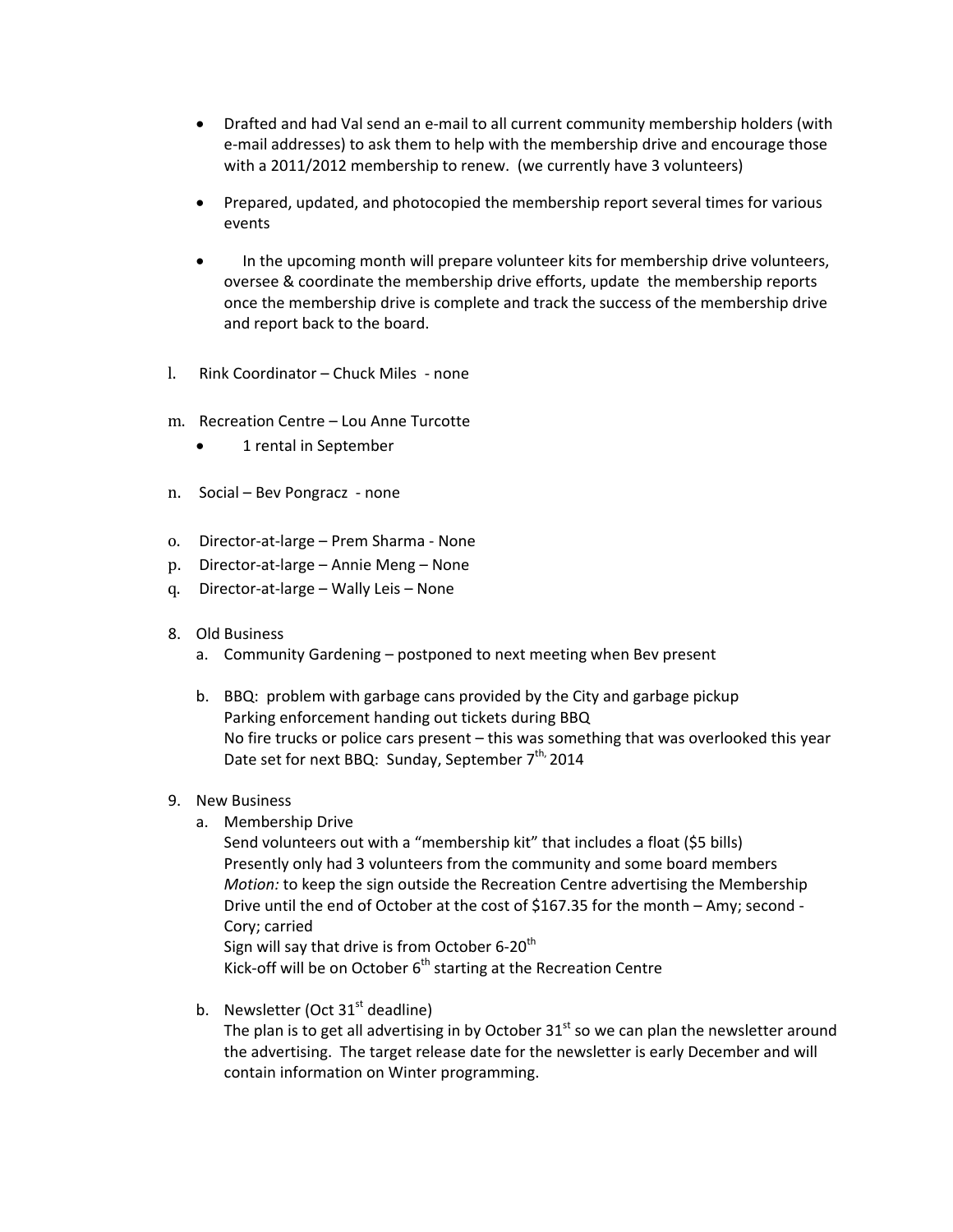- Drafted and had Val send an e-mail to all current community membership holders (with e-mail addresses) to ask them to help with the membership drive and encourage those with a 2011/2012 membership to renew. (we currently have 3 volunteers)
- Prepared, updated, and photocopied the membership report several times for various events
- In the upcoming month will prepare volunteer kits for membership drive volunteers, oversee & coordinate the membership drive efforts, update the membership reports once the membership drive is complete and track the success of the membership drive and report back to the board.

l. Rink Coordinator – Chuck Miles - none

m. Recreation Centre – Lou Anne Turcotte
   - 1 rental in September

n. Social – Bev Pongracz - none

o. Director-at-large – Prem Sharma - None

p. Director-at-large – Annie Meng – None

q. Director-at-large – Wally Leis – None

8. Old Business
   a. Community Gardening – postponed to next meeting when Bev present

   b. BBQ: problem with garbage cans provided by the City and garbage pickup
      Parking enforcement handing out tickets during BBQ
      No fire trucks or police cars present – this was something that was overlooked this year
      Date set for next BBQ: Sunday, September 7th, 2014

9. New Business
   a. Membership Drive
      Send volunteers out with a "membership kit" that includes a float ($5 bills)
      Presently only had 3 volunteers from the community and some board members
      *Motion:* to keep the sign outside the Recreation Centre advertising the Membership Drive until the end of October at the cost of $167.35 for the month – Amy; second - Cory; carried
      Sign will say that drive is from October 6-20th
      Kick-off will be on October 6th starting at the Recreation Centre

   b. Newsletter (Oct 31st deadline)
      The plan is to get all advertising in by October 31st so we can plan the newsletter around the advertising. The target release date for the newsletter is early December and will contain information on Winter programming.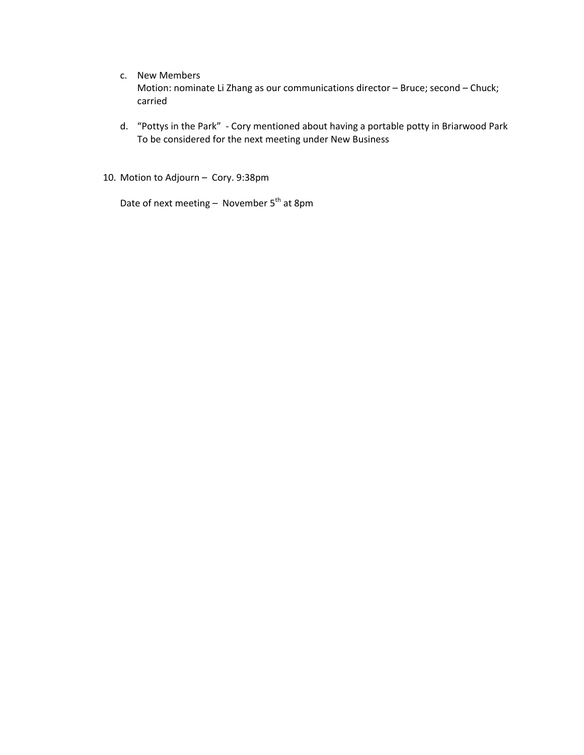c. New Members
   Motion: nominate Li Zhang as our communications director – Bruce; second – Chuck; carried

d. "Pottys in the Park" - Cory mentioned about having a portable potty in Briarwood Park
   To be considered for the next meeting under New Business

10. Motion to Adjourn – Cory. 9:38pm

    Date of next meeting – November 5th at 8pm